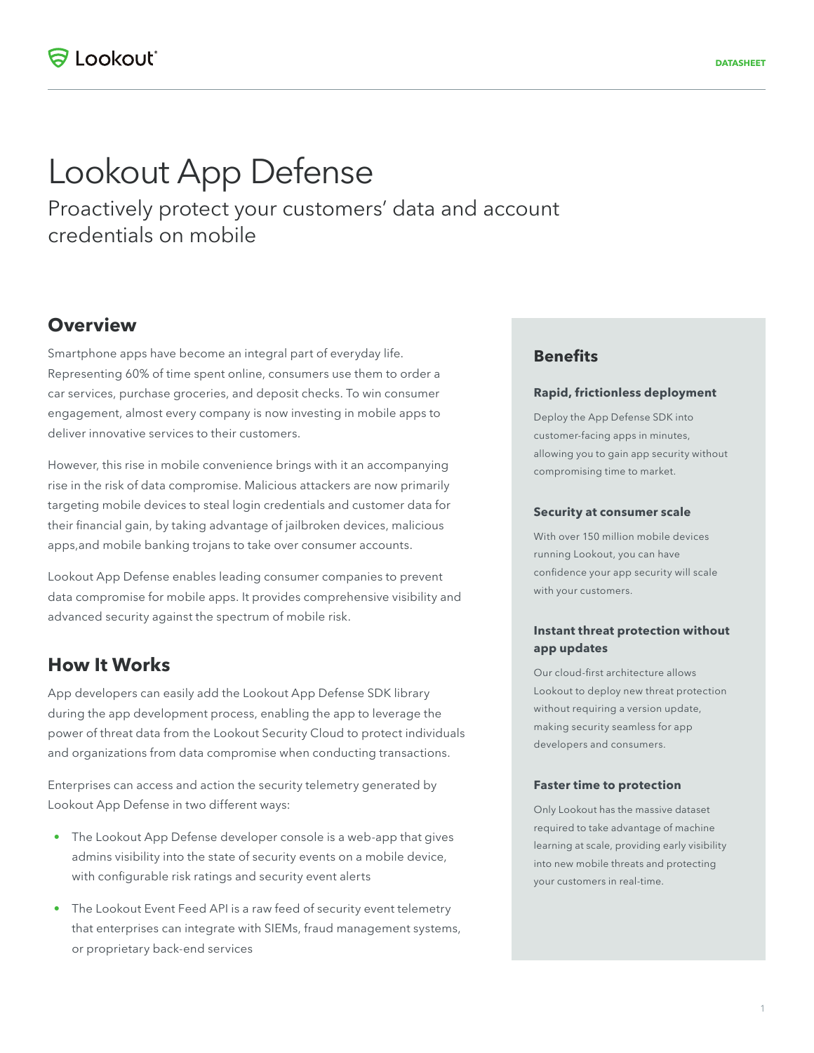# Lookout App Defense

Proactively protect your customers' data and account credentials on mobile

## Overview

Smartphone apps have become an integral part of everyday life. Representing 60% of time spent online, consumers use them to order a car services, purchase groceries, and deposit checks. To win consumer engagement, almost every company is now investing in mobile apps to deliver innovative services to their customers.

However, this rise in mobile convenience brings with it an accompanying rise in the risk of data compromise. Malicious attackers are now primarily targeting mobile devices to steal login credentials and customer data for their financial gain, by taking advantage of jailbroken devices, malicious apps,and mobile banking trojans to take over consumer accounts.

Lookout App Defense enables leading consumer companies to prevent data compromise for mobile apps. It provides comprehensive visibility and advanced security against the spectrum of mobile risk.

## How It Works

App developers can easily add the Lookout App Defense SDK library during the app development process, enabling the app to leverage the power of threat data from the Lookout Security Cloud to protect individuals and organizations from data compromise when conducting transactions.

Enterprises can access and action the security telemetry generated by Lookout App Defense in two different ways:

- The Lookout App Defense developer console is a web-app that gives admins visibility into the state of security events on a mobile device, with configurable risk ratings and security event alerts
- The Lookout Event Feed API is a raw feed of security event telemetry that enterprises can integrate with SIEMs, fraud management systems, or proprietary back-end services

## Benefits

### Rapid, frictionless deployment

Deploy the App Defense SDK into customer-facing apps in minutes, allowing you to gain app security without compromising time to market.

### Security at consumer scale

With over 150 million mobile devices running Lookout, you can have confidence your app security will scale with your customers.

### Instant threat protection without app updates

Our cloud-first architecture allows Lookout to deploy new threat protection without requiring a version update, making security seamless for app developers and consumers.

### Faster time to protection

Only Lookout has the massive dataset required to take advantage of machine learning at scale, providing early visibility into new mobile threats and protecting your customers in real-time.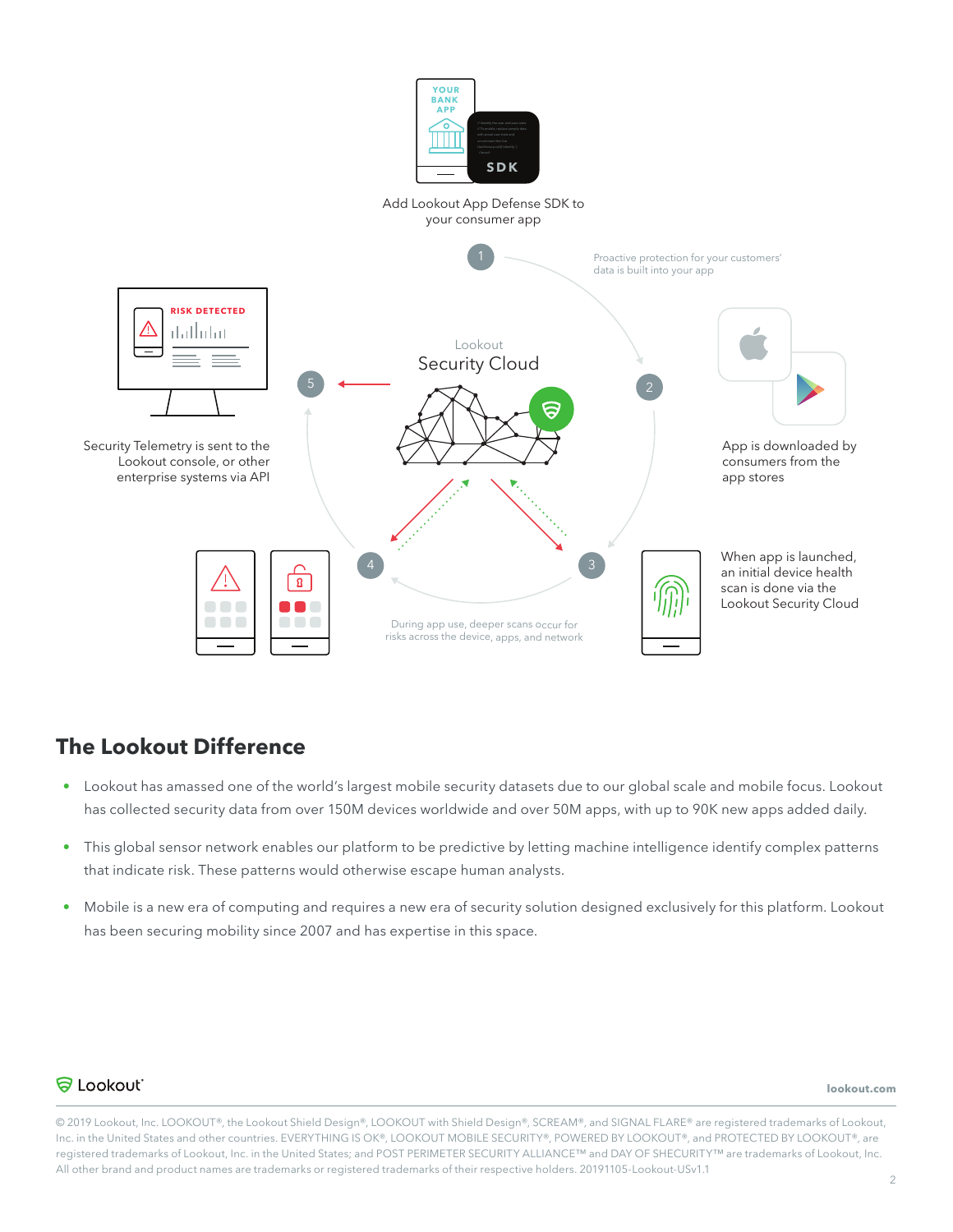YOUR BANK APP

SDK

Add Lookout App Defense SDK to your consumer app

1

Proactive protection for your customers' data is built into your app

2

App is downloaded by consumers from the app stores

3

When app is launched, an initial device health scan is done via the Lookout Security Cloud

4

During app use, deeper scans occur for risks across the device, apps, and network

5

Security Telemetry is sent to the Lookout console, or other enterprise systems via API

RISK DETECTED

Lookout
Security Cloud

## The Lookout Difference

- Lookout has amassed one of the world's largest mobile security datasets due to our global scale and mobile focus. Lookout has collected security data from over 150M devices worldwide and over 50M apps, with up to 90K new apps added daily.
- This global sensor network enables our platform to be predictive by letting machine intelligence identify complex patterns that indicate risk. These patterns would otherwise escape human analysts.
- Mobile is a new era of computing and requires a new era of security solution designed exclusively for this platform. Lookout has been securing mobility since 2007 and has expertise in this space.

Lookout

lookout.com

© 2019 Lookout, Inc. LOOKOUT®, the Lookout Shield Design®, LOOKOUT with Shield Design®, SCREAM®, and SIGNAL FLARE® are registered trademarks of Lookout, Inc. in the United States and other countries. EVERYTHING IS OK®, LOOKOUT MOBILE SECURITY®, POWERED BY LOOKOUT®, and PROTECTED BY LOOKOUT®, are registered trademarks of Lookout, Inc. in the United States; and POST PERIMETER SECURITY ALLIANCE™ and DAY OF SHECURITY™ are trademarks of Lookout, Inc. All other brand and product names are trademarks or registered trademarks of their respective holders. 20191105-Lookout-USv1.1